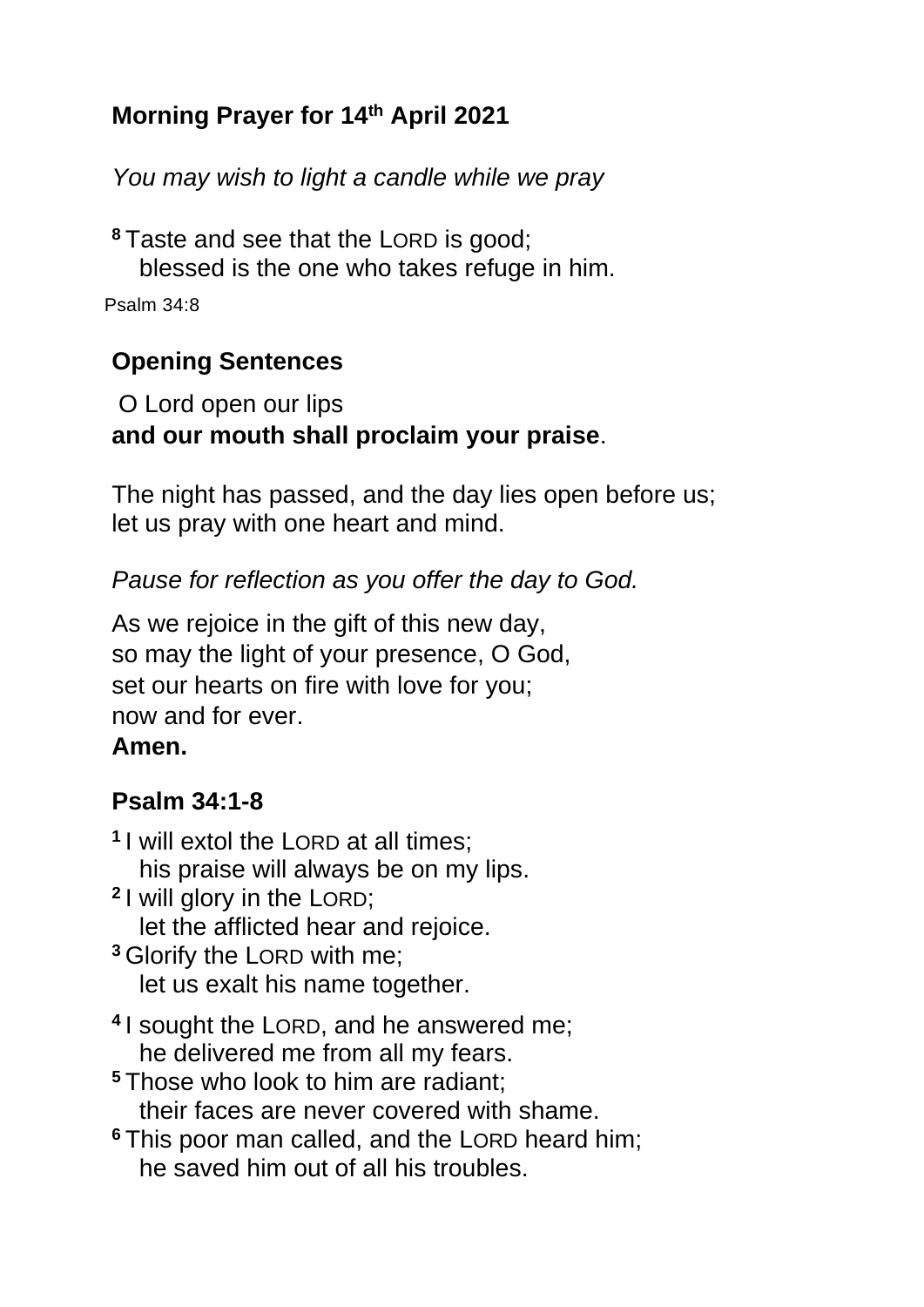**Morning Prayer for 14th April 2021**

*You may wish to light a candle while we pray*

[8] Taste and see that the LORD is good;
blessed is the one who takes refuge in him.

Psalm 34:8

**Opening Sentences**

O Lord open our lips
**and our mouth shall proclaim your praise**.

The night has passed, and the day lies open before us;
let us pray with one heart and mind.

*Pause for reflection as you offer the day to God.*

As we rejoice in the gift of this new day,
so may the light of your presence, O God,
set our hearts on fire with love for you;
now and for ever.
**Amen.**

**Psalm 34:1-8**

[1] I will extol the LORD at all times;
his praise will always be on my lips.
[2] I will glory in the LORD;
let the afflicted hear and rejoice.
[3] Glorify the LORD with me;
let us exalt his name together.

[4] I sought the LORD, and he answered me;
he delivered me from all my fears.
[5] Those who look to him are radiant;
their faces are never covered with shame.
[6] This poor man called, and the LORD heard him;
he saved him out of all his troubles.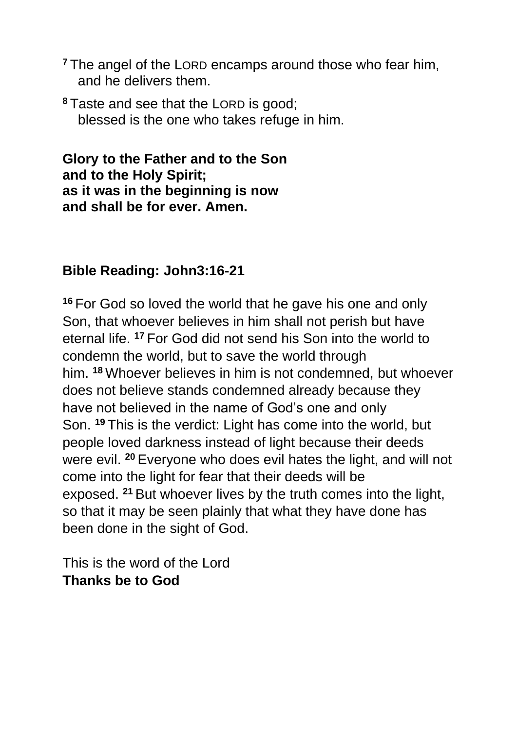[7] The angel of the LORD encamps around those who fear him,
and he delivers them.

[8] Taste and see that the LORD is good;
blessed is the one who takes refuge in him.

**Glory to the Father and to the Son**
**and to the Holy Spirit;**
**as it was in the beginning is now**
**and shall be for ever. Amen.**

**Bible Reading: John3:16-21**

[16] For God so loved the world that he gave his one and only Son, that whoever believes in him shall not perish but have eternal life. [17] For God did not send his Son into the world to condemn the world, but to save the world through him. [18] Whoever believes in him is not condemned, but whoever does not believe stands condemned already because they have not believed in the name of God's one and only Son. [19] This is the verdict: Light has come into the world, but people loved darkness instead of light because their deeds were evil. [20] Everyone who does evil hates the light, and will not come into the light for fear that their deeds will be exposed. [21] But whoever lives by the truth comes into the light, so that it may be seen plainly that what they have done has been done in the sight of God.

This is the word of the Lord
**Thanks be to God**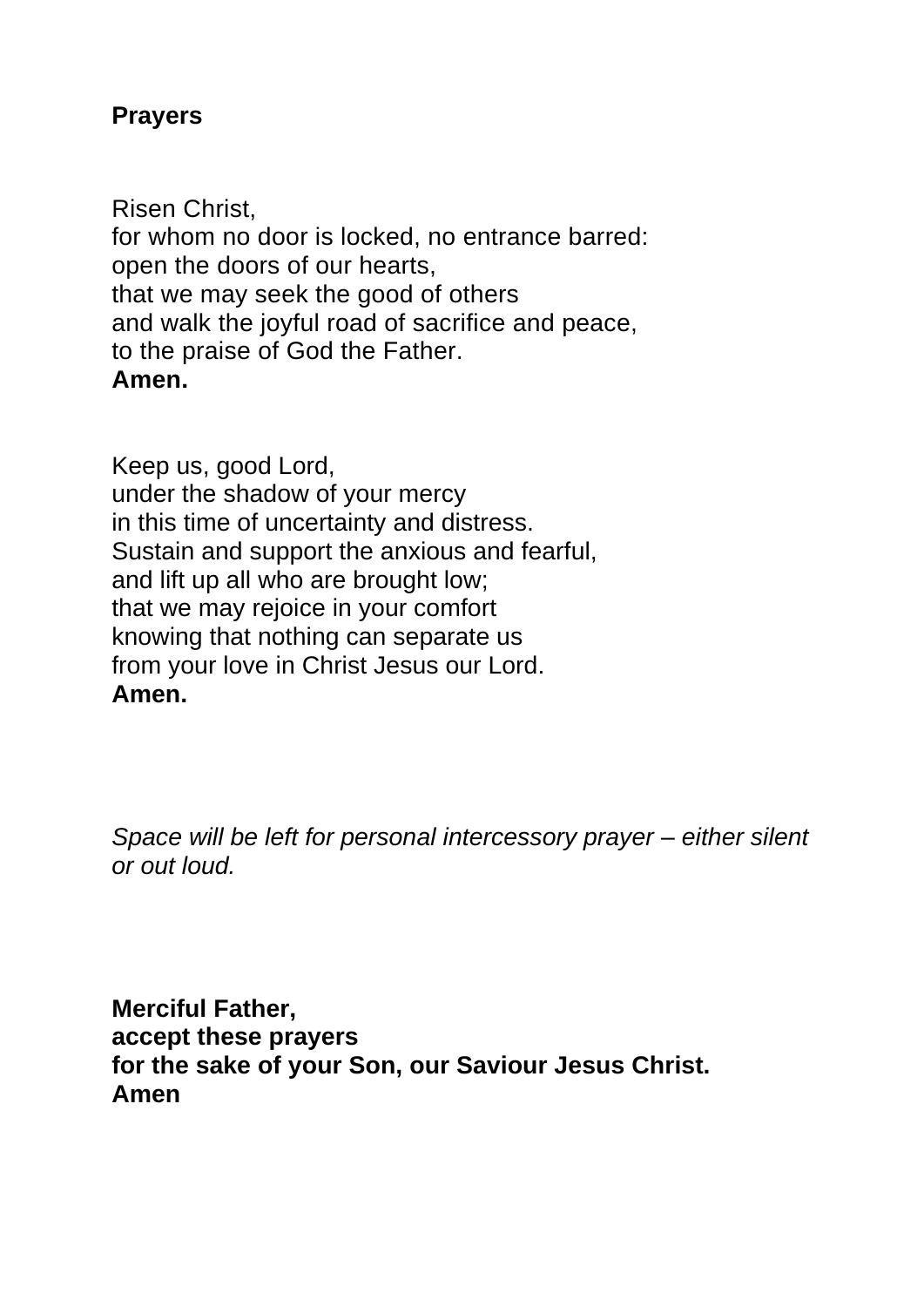**Prayers**

Risen Christ,
for whom no door is locked, no entrance barred:
open the doors of our hearts,
that we may seek the good of others
and walk the joyful road of sacrifice and peace,
to the praise of God the Father.
**Amen.**

Keep us, good Lord,
under the shadow of your mercy
in this time of uncertainty and distress.
Sustain and support the anxious and fearful,
and lift up all who are brought low;
that we may rejoice in your comfort
knowing that nothing can separate us
from your love in Christ Jesus our Lord.
**Amen.**

*Space will be left for personal intercessory prayer – either silent or out loud.*

**Merciful Father,**
**accept these prayers**
**for the sake of your Son, our Saviour Jesus Christ.**
**Amen**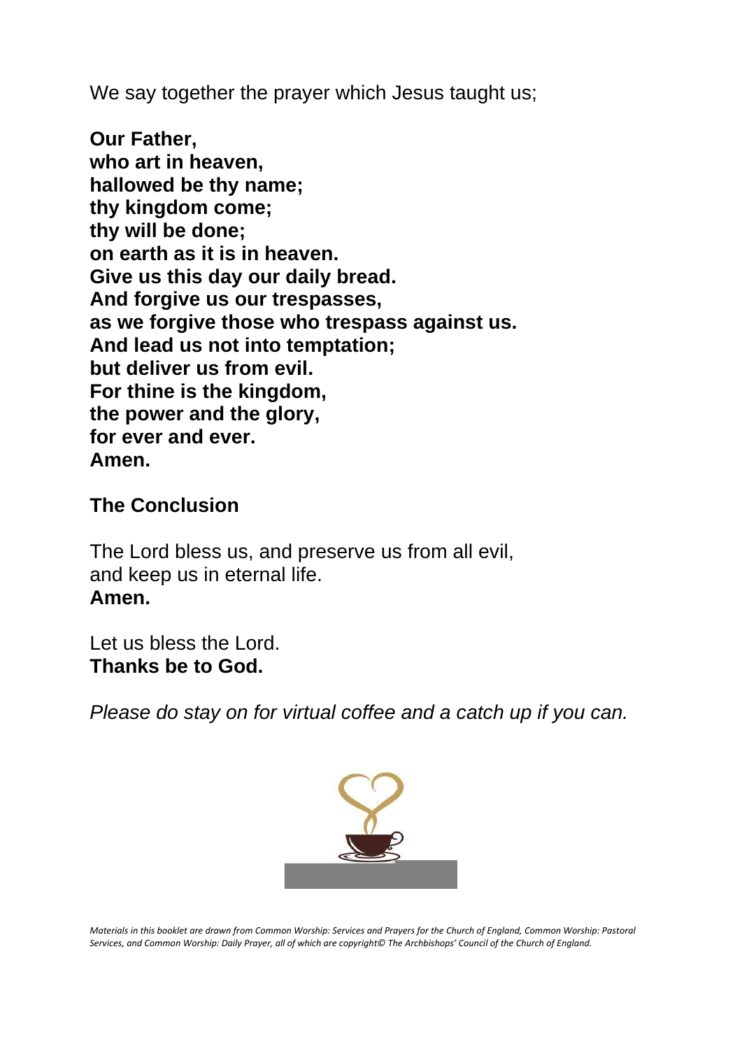We say together the prayer which Jesus taught us;

**Our Father,**
**who art in heaven,**
**hallowed be thy name;**
**thy kingdom come;**
**thy will be done;**
**on earth as it is in heaven.**
**Give us this day our daily bread.**
**And forgive us our trespasses,**
**as we forgive those who trespass against us.**
**And lead us not into temptation;**
**but deliver us from evil.**
**For thine is the kingdom,**
**the power and the glory,**
**for ever and ever.**
**Amen.**

## The Conclusion

The Lord bless us, and preserve us from all evil,
and keep us in eternal life.
**Amen.**

Let us bless the Lord.
**Thanks be to God.**

*Please do stay on for virtual coffee and a catch up if you can.*

*Materials in this booklet are drawn from Common Worship: Services and Prayers for the Church of England, Common Worship: Pastoral Services, and Common Worship: Daily Prayer, all of which are copyright© The Archbishops' Council of the Church of England.*